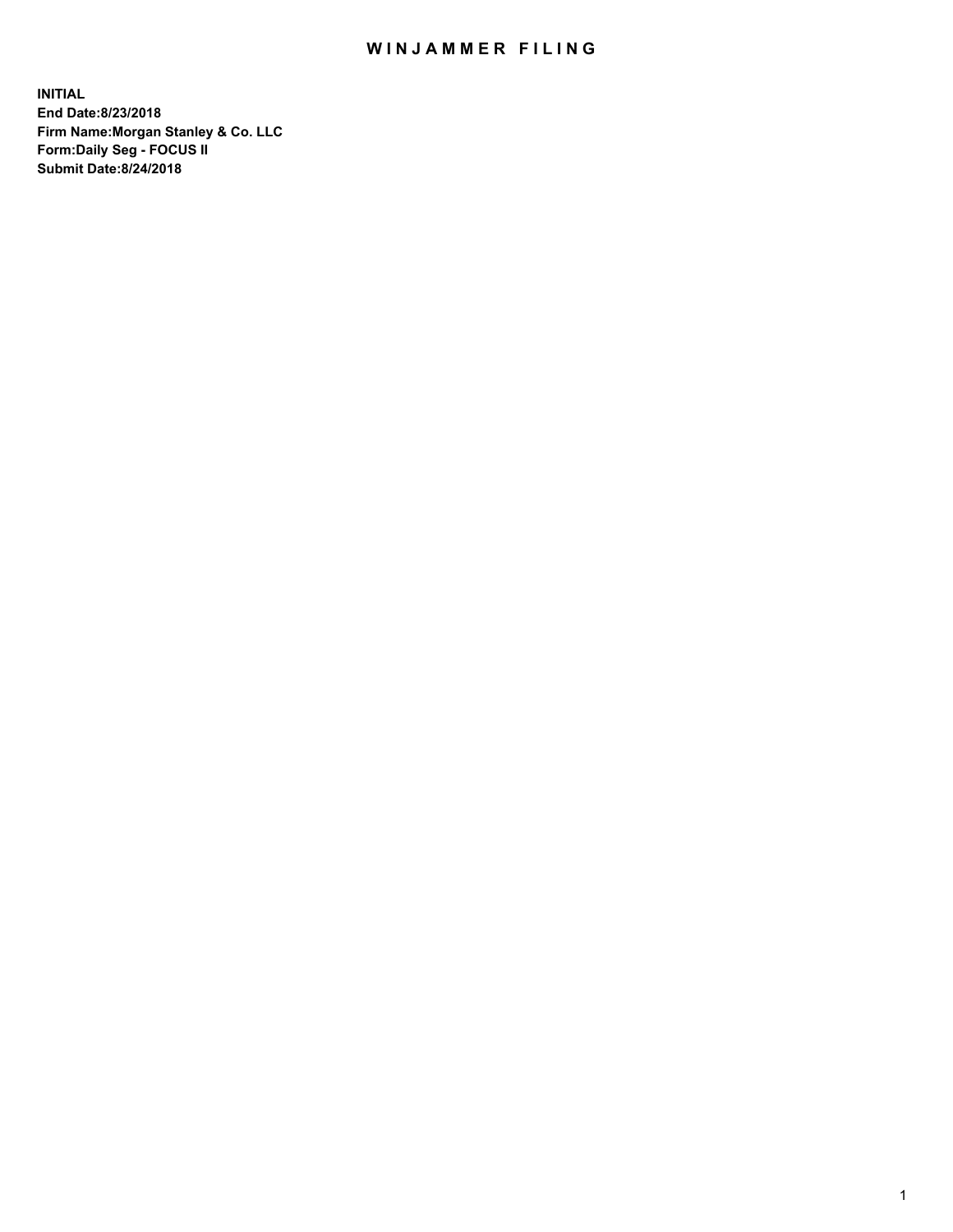# WINJAMMER FILING

**INITIAL**
**End Date:8/23/2018**
**Firm Name:Morgan Stanley & Co. LLC**
**Form:Daily Seg - FOCUS II**
**Submit Date:8/24/2018**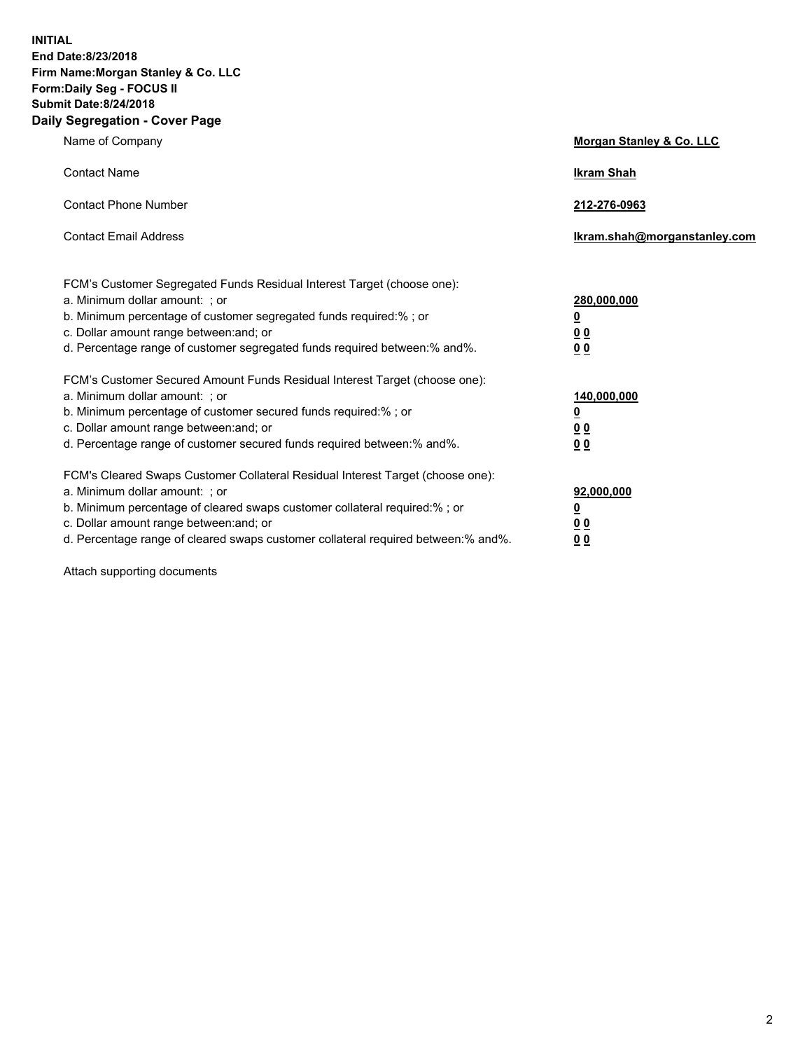**INITIAL**
**End Date:8/23/2018**
**Firm Name:Morgan Stanley & Co. LLC**
**Form:Daily Seg - FOCUS II**
**Submit Date:8/24/2018**

## Daily Segregation - Cover Page

| | |
|---|---|
| Name of Company | **Morgan Stanley & Co. LLC** |
| Contact Name | **Ikram Shah** |
| Contact Phone Number | **212-276-0963** |
| Contact Email Address | **Ikram.shah@morganstanley.com** |

| | |
|---|---|
| FCM's Customer Segregated Funds Residual Interest Target (choose one): | |
| a. Minimum dollar amount: ; or | **280,000,000** |
| b. Minimum percentage of customer segregated funds required:% ; or | **0** |
| c. Dollar amount range between:and; or | **0 0** |
| d. Percentage range of customer segregated funds required between:% and%. | **0 0** |
| FCM's Customer Secured Amount Funds Residual Interest Target (choose one): | |
| a. Minimum dollar amount: ; or | **140,000,000** |
| b. Minimum percentage of customer secured funds required:% ; or | **0** |
| c. Dollar amount range between:and; or | **0 0** |
| d. Percentage range of customer secured funds required between:% and%. | **0 0** |
| FCM's Cleared Swaps Customer Collateral Residual Interest Target (choose one): | |
| a. Minimum dollar amount: ; or | **92,000,000** |
| b. Minimum percentage of cleared swaps customer collateral required:% ; or | **0** |
| c. Dollar amount range between:and; or | **0 0** |
| d. Percentage range of cleared swaps customer collateral required between:% and%. | **0 0** |

Attach supporting documents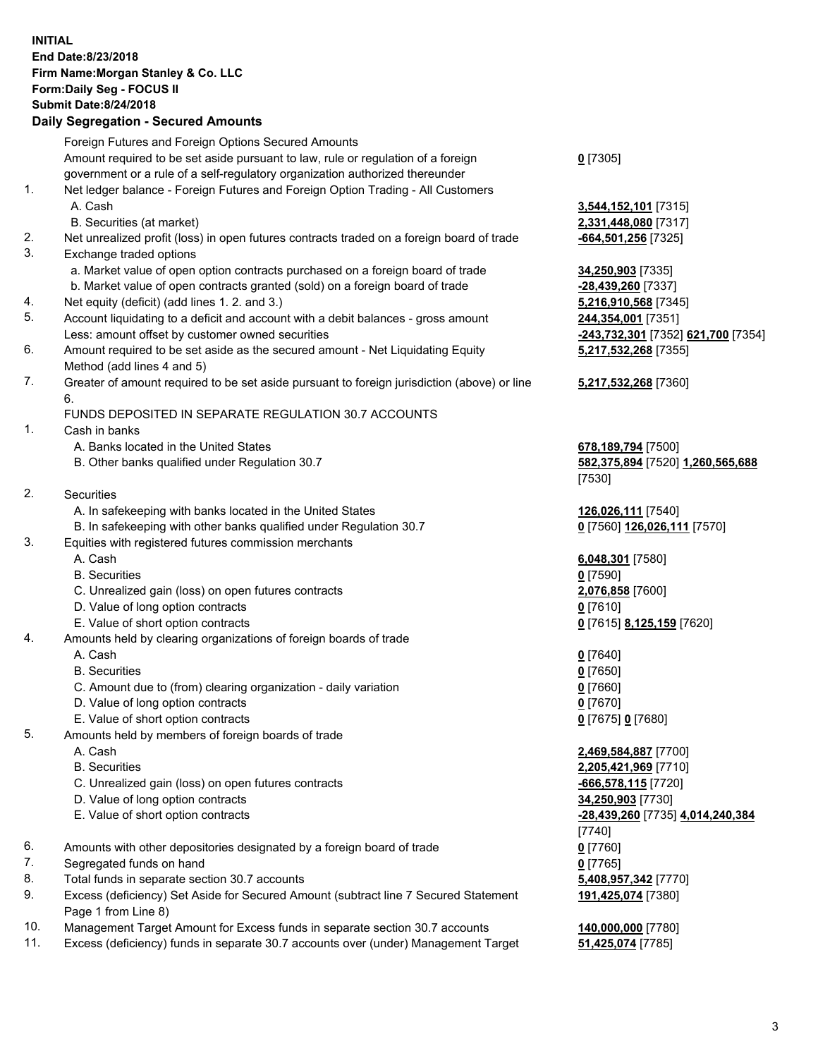**INITIAL**
**End Date:8/23/2018**
**Firm Name:Morgan Stanley & Co. LLC**
**Form:Daily Seg - FOCUS II**
**Submit Date:8/24/2018**
**Daily Segregation - Secured Amounts**

| | | |
|---|---|---|
| | Foreign Futures and Foreign Options Secured Amounts | |
| | Amount required to be set aside pursuant to law, rule or regulation of a foreign government or a rule of a self-regulatory organization authorized thereunder | **0** [7305] |
| 1. | Net ledger balance - Foreign Futures and Foreign Option Trading - All Customers | |
| | A. Cash | **3,544,152,101** [7315] |
| | B. Securities (at market) | **2,331,448,080** [7317] |
| 2. | Net unrealized profit (loss) in open futures contracts traded on a foreign board of trade | **-664,501,256** [7325] |
| 3. | Exchange traded options | |
| | a. Market value of open option contracts purchased on a foreign board of trade | **34,250,903** [7335] |
| | b. Market value of open contracts granted (sold) on a foreign board of trade | **-28,439,260** [7337] |
| 4. | Net equity (deficit) (add lines 1. 2. and 3.) | **5,216,910,568** [7345] |
| 5. | Account liquidating to a deficit and account with a debit balances - gross amount | **244,354,001** [7351] |
| | Less: amount offset by customer owned securities | **-243,732,301** [7352] **621,700** [7354] |
| 6. | Amount required to be set aside as the secured amount - Net Liquidating Equity Method (add lines 4 and 5) | **5,217,532,268** [7355] |
| 7. | Greater of amount required to be set aside pursuant to foreign jurisdiction (above) or line 6. | **5,217,532,268** [7360] |
| | FUNDS DEPOSITED IN SEPARATE REGULATION 30.7 ACCOUNTS | |
| 1. | Cash in banks | |
| | A. Banks located in the United States | **678,189,794** [7500] |
| | B. Other banks qualified under Regulation 30.7 | **582,375,894** [7520] **1,260,565,688** [7530] |
| 2. | Securities | |
| | A. In safekeeping with banks located in the United States | **126,026,111** [7540] |
| | B. In safekeeping with other banks qualified under Regulation 30.7 | **0** [7560] **126,026,111** [7570] |
| 3. | Equities with registered futures commission merchants | |
| | A. Cash | **6,048,301** [7580] |
| | B. Securities | **0** [7590] |
| | C. Unrealized gain (loss) on open futures contracts | **2,076,858** [7600] |
| | D. Value of long option contracts | **0** [7610] |
| | E. Value of short option contracts | **0** [7615] **8,125,159** [7620] |
| 4. | Amounts held by clearing organizations of foreign boards of trade | |
| | A. Cash | **0** [7640] |
| | B. Securities | **0** [7650] |
| | C. Amount due to (from) clearing organization - daily variation | **0** [7660] |
| | D. Value of long option contracts | **0** [7670] |
| | E. Value of short option contracts | **0** [7675] **0** [7680] |
| 5. | Amounts held by members of foreign boards of trade | |
| | A. Cash | **2,469,584,887** [7700] |
| | B. Securities | **2,205,421,969** [7710] |
| | C. Unrealized gain (loss) on open futures contracts | **-666,578,115** [7720] |
| | D. Value of long option contracts | **34,250,903** [7730] |
| | E. Value of short option contracts | **-28,439,260** [7735] **4,014,240,384** [7740] |
| 6. | Amounts with other depositories designated by a foreign board of trade | **0** [7760] |
| 7. | Segregated funds on hand | **0** [7765] |
| 8. | Total funds in separate section 30.7 accounts | **5,408,957,342** [7770] |
| 9. | Excess (deficiency) Set Aside for Secured Amount (subtract line 7 Secured Statement Page 1 from Line 8) | **191,425,074** [7380] |
| 10. | Management Target Amount for Excess funds in separate section 30.7 accounts | **140,000,000** [7780] |
| 11. | Excess (deficiency) funds in separate 30.7 accounts over (under) Management Target | **51,425,074** [7785] |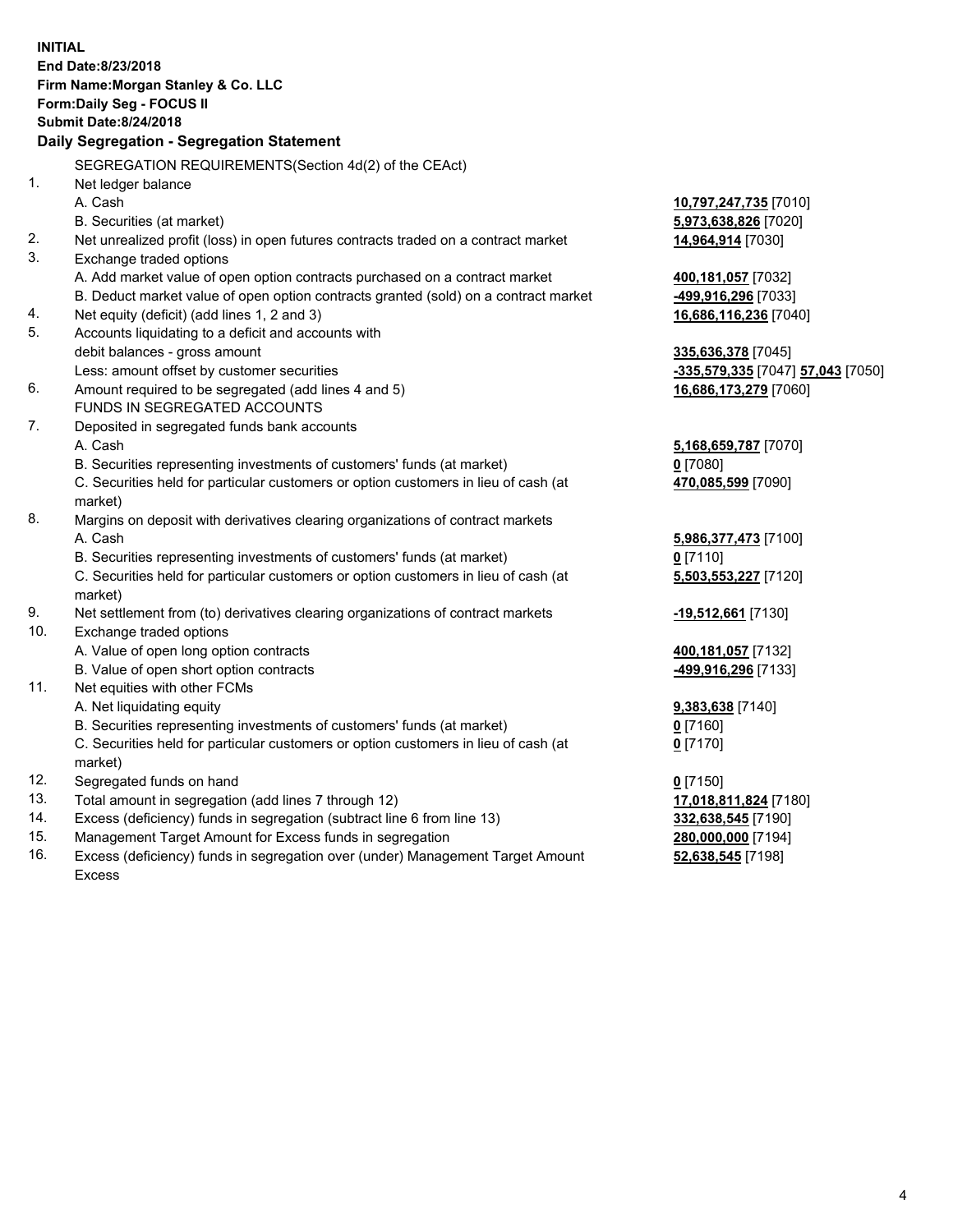**INITIAL**
**End Date:8/23/2018**
**Firm Name:Morgan Stanley & Co. LLC**
**Form:Daily Seg - FOCUS II**
**Submit Date:8/24/2018**

**Daily Segregation - Segregation Statement**

| | SEGREGATION REQUIREMENTS(Section 4d(2) of the CEAct) | |
|---|---|---|
| 1. | Net ledger balance | |
| | A. Cash | **10,797,247,735** [7010] |
| | B. Securities (at market) | **5,973,638,826** [7020] |
| 2. | Net unrealized profit (loss) in open futures contracts traded on a contract market | **14,964,914** [7030] |
| 3. | Exchange traded options | |
| | A. Add market value of open option contracts purchased on a contract market | **400,181,057** [7032] |
| | B. Deduct market value of open option contracts granted (sold) on a contract market | **-499,916,296** [7033] |
| 4. | Net equity (deficit) (add lines 1, 2 and 3) | **16,686,116,236** [7040] |
| 5. | Accounts liquidating to a deficit and accounts with debit balances - gross amount | **335,636,378** [7045] |
| | Less: amount offset by customer securities | **-335,579,335** [7047] **57,043** [7050] |
| 6. | Amount required to be segregated (add lines 4 and 5) | **16,686,173,279** [7060] |
| | FUNDS IN SEGREGATED ACCOUNTS | |
| 7. | Deposited in segregated funds bank accounts | |
| | A. Cash | **5,168,659,787** [7070] |
| | B. Securities representing investments of customers' funds (at market) | **0** [7080] |
| | C. Securities held for particular customers or option customers in lieu of cash (at market) | **470,085,599** [7090] |
| 8. | Margins on deposit with derivatives clearing organizations of contract markets | |
| | A. Cash | **5,986,377,473** [7100] |
| | B. Securities representing investments of customers' funds (at market) | **0** [7110] |
| | C. Securities held for particular customers or option customers in lieu of cash (at market) | **5,503,553,227** [7120] |
| 9. | Net settlement from (to) derivatives clearing organizations of contract markets | **-19,512,661** [7130] |
| 10. | Exchange traded options | |
| | A. Value of open long option contracts | **400,181,057** [7132] |
| | B. Value of open short option contracts | **-499,916,296** [7133] |
| 11. | Net equities with other FCMs | |
| | A. Net liquidating equity | **9,383,638** [7140] |
| | B. Securities representing investments of customers' funds (at market) | **0** [7160] |
| | C. Securities held for particular customers or option customers in lieu of cash (at market) | **0** [7170] |
| 12. | Segregated funds on hand | **0** [7150] |
| 13. | Total amount in segregation (add lines 7 through 12) | **17,018,811,824** [7180] |
| 14. | Excess (deficiency) funds in segregation (subtract line 6 from line 13) | **332,638,545** [7190] |
| 15. | Management Target Amount for Excess funds in segregation | **280,000,000** [7194] |
| 16. | Excess (deficiency) funds in segregation over (under) Management Target Amount Excess | **52,638,545** [7198] |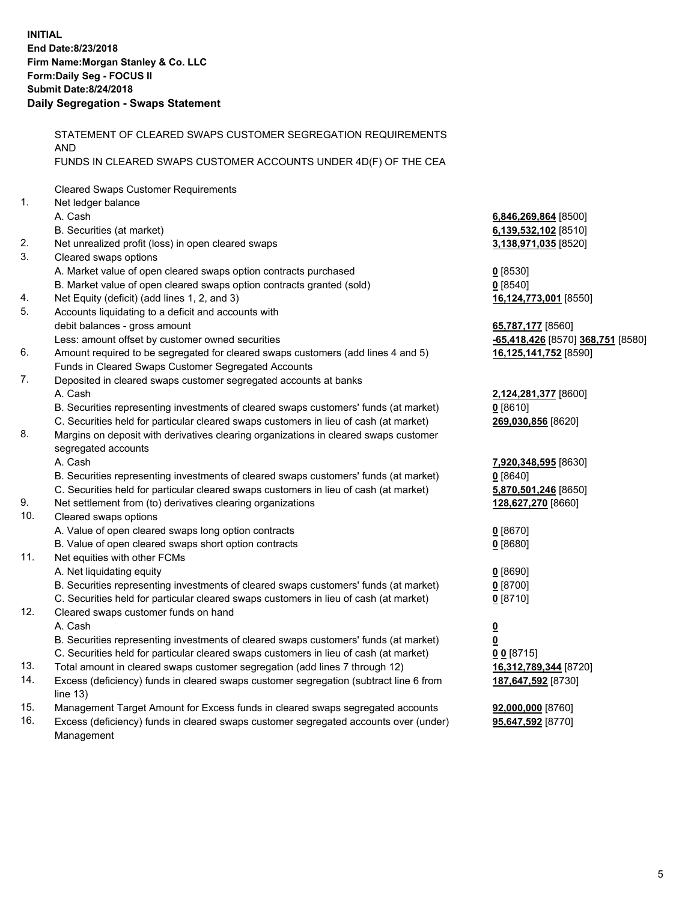**INITIAL**
**End Date:8/23/2018**
**Firm Name:Morgan Stanley & Co. LLC**
**Form:Daily Seg - FOCUS II**
**Submit Date:8/24/2018**
**Daily Segregation - Swaps Statement**

STATEMENT OF CLEARED SWAPS CUSTOMER SEGREGATION REQUIREMENTS AND FUNDS IN CLEARED SWAPS CUSTOMER ACCOUNTS UNDER 4D(F) OF THE CEA

| | | |
|---|---|---|
| | Cleared Swaps Customer Requirements | |
| 1. | Net ledger balance | |
| | A. Cash | **6,846,269,864** [8500] |
| | B. Securities (at market) | **6,139,532,102** [8510] |
| 2. | Net unrealized profit (loss) in open cleared swaps | **3,138,971,035** [8520] |
| 3. | Cleared swaps options | |
| | A. Market value of open cleared swaps option contracts purchased | **0** [8530] |
| | B. Market value of open cleared swaps option contracts granted (sold) | **0** [8540] |
| 4. | Net Equity (deficit) (add lines 1, 2, and 3) | **16,124,773,001** [8550] |
| 5. | Accounts liquidating to a deficit and accounts with debit balances - gross amount | **65,787,177** [8560] |
| | Less: amount offset by customer owned securities | **-65,418,426** [8570] **368,751** [8580] |
| 6. | Amount required to be segregated for cleared swaps customers (add lines 4 and 5) | **16,125,141,752** [8590] |
| | Funds in Cleared Swaps Customer Segregated Accounts | |
| 7. | Deposited in cleared swaps customer segregated accounts at banks | |
| | A. Cash | **2,124,281,377** [8600] |
| | B. Securities representing investments of cleared swaps customers' funds (at market) | **0** [8610] |
| | C. Securities held for particular cleared swaps customers in lieu of cash (at market) | **269,030,856** [8620] |
| 8. | Margins on deposit with derivatives clearing organizations in cleared swaps customer segregated accounts | |
| | A. Cash | **7,920,348,595** [8630] |
| | B. Securities representing investments of cleared swaps customers' funds (at market) | **0** [8640] |
| | C. Securities held for particular cleared swaps customers in lieu of cash (at market) | **5,870,501,246** [8650] |
| 9. | Net settlement from (to) derivatives clearing organizations | **128,627,270** [8660] |
| 10. | Cleared swaps options | |
| | A. Value of open cleared swaps long option contracts | **0** [8670] |
| | B. Value of open cleared swaps short option contracts | **0** [8680] |
| 11. | Net equities with other FCMs | |
| | A. Net liquidating equity | **0** [8690] |
| | B. Securities representing investments of cleared swaps customers' funds (at market) | **0** [8700] |
| | C. Securities held for particular cleared swaps customers in lieu of cash (at market) | **0** [8710] |
| 12. | Cleared swaps customer funds on hand | |
| | A. Cash | **0** |
| | B. Securities representing investments of cleared swaps customers' funds (at market) | **0** |
| | C. Securities held for particular cleared swaps customers in lieu of cash (at market) | **0** **0** [8715] |
| 13. | Total amount in cleared swaps customer segregation (add lines 7 through 12) | **16,312,789,344** [8720] |
| 14. | Excess (deficiency) funds in cleared swaps customer segregation (subtract line 6 from line 13) | **187,647,592** [8730] |
| 15. | Management Target Amount for Excess funds in cleared swaps segregated accounts | **92,000,000** [8760] |
| 16. | Excess (deficiency) funds in cleared swaps customer segregated accounts over (under) Management | **95,647,592** [8770] |